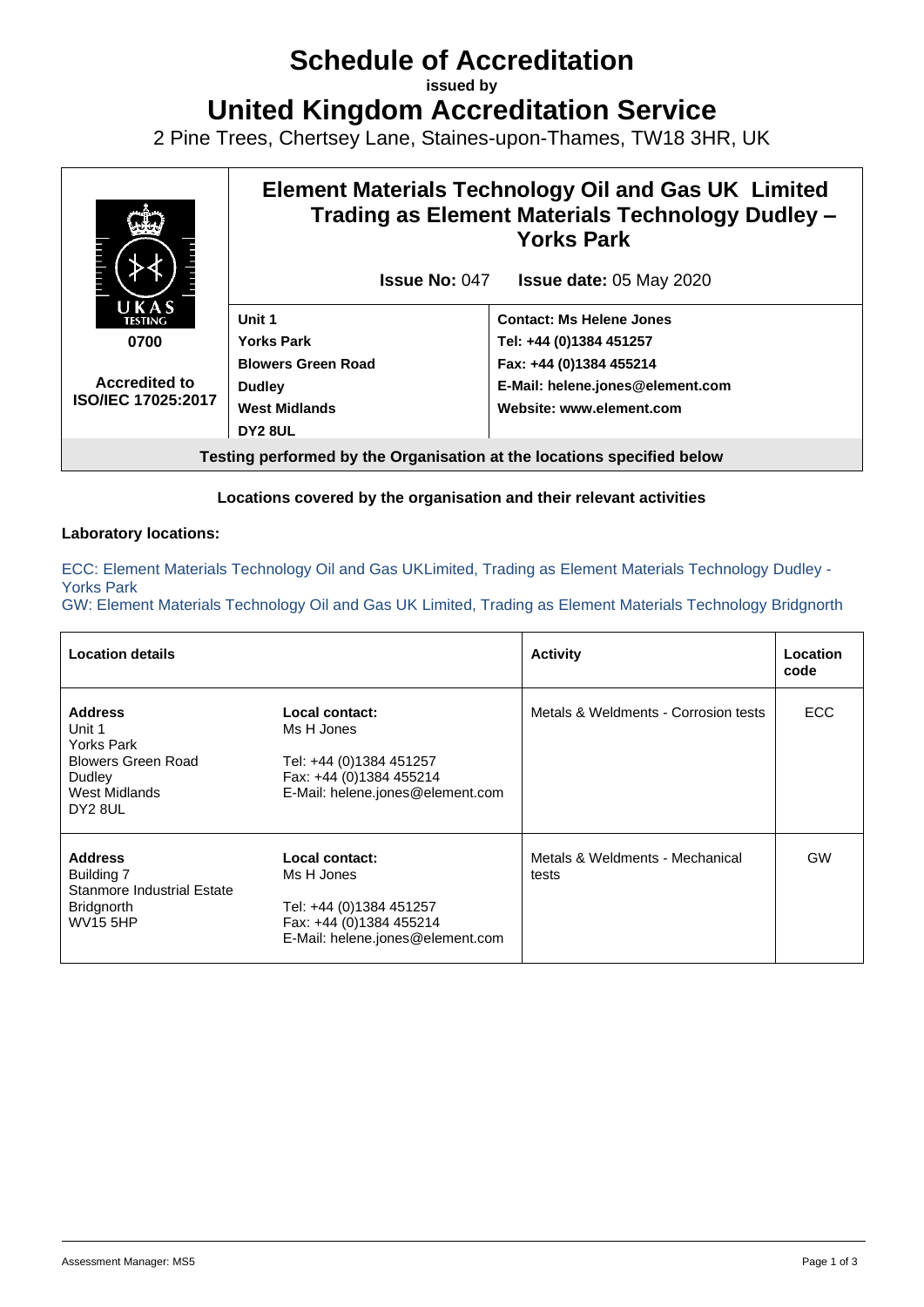# Schedule of Accreditation

**issued by**

# United Kingdom Accreditation Service

2 Pine Trees, Chertsey Lane, Staines-upon-Thames, TW18 3HR, UK

| UKAS TESTING 0700 Accredited to ISO/IEC 17025:2017 | **Element Materials Technology Oil and Gas UK Limited Trading as Element Materials Technology Dudley – Yorks Park** | |
|---|---|---|
| | **Issue No:** 047 | **Issue date:** 05 May 2020 |
| | **Unit 1**<br>**Yorks Park**<br>**Blowers Green Road**<br>**Dudley**<br>**West Midlands**<br>**DY2 8UL** | **Contact: Ms Helene Jones**<br>**Tel: +44 (0)1384 451257**<br>**Fax: +44 (0)1384 455214**<br>**E-Mail: helene.jones@element.com**<br>**Website: www.element.com** |

**Testing performed by the Organisation at the locations specified below**

**Locations covered by the organisation and their relevant activities**

**Laboratory locations:**

ECC: Element Materials Technology Oil and Gas UKLimited, Trading as Element Materials Technology Dudley - Yorks Park
GW: Element Materials Technology Oil and Gas UK Limited, Trading as Element Materials Technology Bridgnorth

| Location details | | Activity | Location code |
|---|---|---|---|
| **Address**<br>Unit 1<br>Yorks Park<br>Blowers Green Road<br>Dudley<br>West Midlands<br>DY2 8UL | **Local contact:**<br>Ms H Jones<br><br>Tel: +44 (0)1384 451257<br>Fax: +44 (0)1384 455214<br>E-Mail: helene.jones@element.com | Metals & Weldments - Corrosion tests | ECC |
| **Address**<br>Building 7<br>Stanmore Industrial Estate<br>Bridgnorth<br>WV15 5HP | **Local contact:**<br>Ms H Jones<br><br>Tel: +44 (0)1384 451257<br>Fax: +44 (0)1384 455214<br>E-Mail: helene.jones@element.com | Metals & Weldments - Mechanical tests | GW |

Assessment Manager: MS5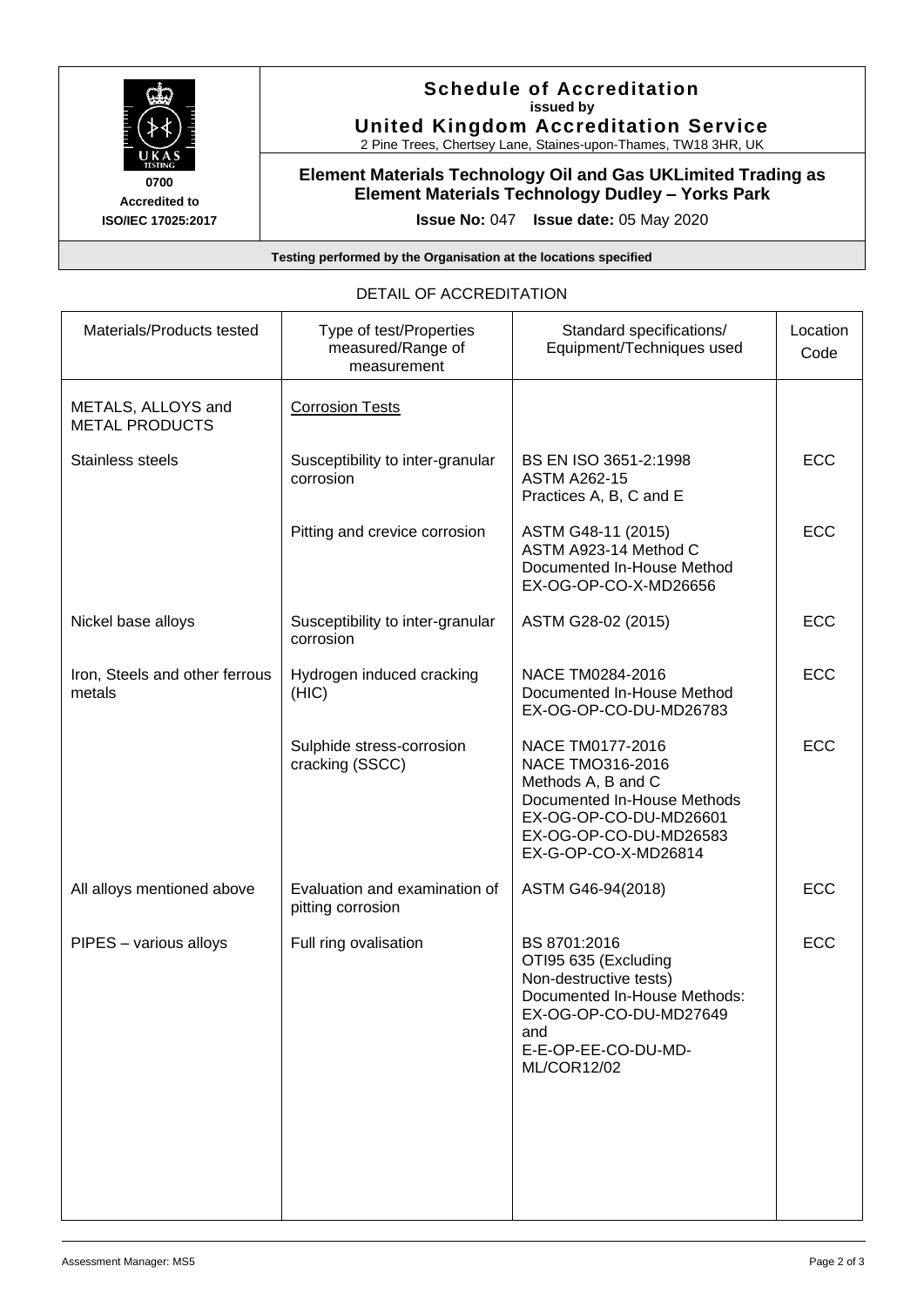**Schedule of Accreditation**
**issued by**
**United Kingdom Accreditation Service**
2 Pine Trees, Chertsey Lane, Staines-upon-Thames, TW18 3HR, UK

**0700**
**Accredited to**
**ISO/IEC 17025:2017**

**Element Materials Technology Oil and Gas UKLimited Trading as Element Materials Technology Dudley – Yorks Park**

**Issue No:** 047 **Issue date:** 05 May 2020

**Testing performed by the Organisation at the locations specified**

DETAIL OF ACCREDITATION

| Materials/Products tested | Type of test/Properties measured/Range of measurement | Standard specifications/ Equipment/Techniques used | Location Code |
|---|---|---|---|
| METALS, ALLOYS and METAL PRODUCTS | Corrosion Tests | | |
| Stainless steels | Susceptibility to inter-granular corrosion | BS EN ISO 3651-2:1998<br>ASTM A262-15<br>Practices A, B, C and E | ECC |
| | Pitting and crevice corrosion | ASTM G48-11 (2015)<br>ASTM A923-14 Method C<br>Documented In-House Method EX-OG-OP-CO-X-MD26656 | ECC |
| Nickel base alloys | Susceptibility to inter-granular corrosion | ASTM G28-02 (2015) | ECC |
| Iron, Steels and other ferrous metals | Hydrogen induced cracking (HIC) | NACE TM0284-2016<br>Documented In-House Method EX-OG-OP-CO-DU-MD26783 | ECC |
| | Sulphide stress-corrosion cracking (SSCC) | NACE TM0177-2016<br>NACE TMO316-2016<br>Methods A, B and C<br>Documented In-House Methods<br>EX-OG-OP-CO-DU-MD26601<br>EX-OG-OP-CO-DU-MD26583<br>EX-G-OP-CO-X-MD26814 | ECC |
| All alloys mentioned above | Evaluation and examination of pitting corrosion | ASTM G46-94(2018) | ECC |
| PIPES – various alloys | Full ring ovalisation | BS 8701:2016<br>OTI95 635 (Excluding Non-destructive tests)<br>Documented In-House Methods:<br>EX-OG-OP-CO-DU-MD27649<br>and<br>E-E-OP-EE-CO-DU-MD-ML/COR12/02 | ECC |

Assessment Manager: MS5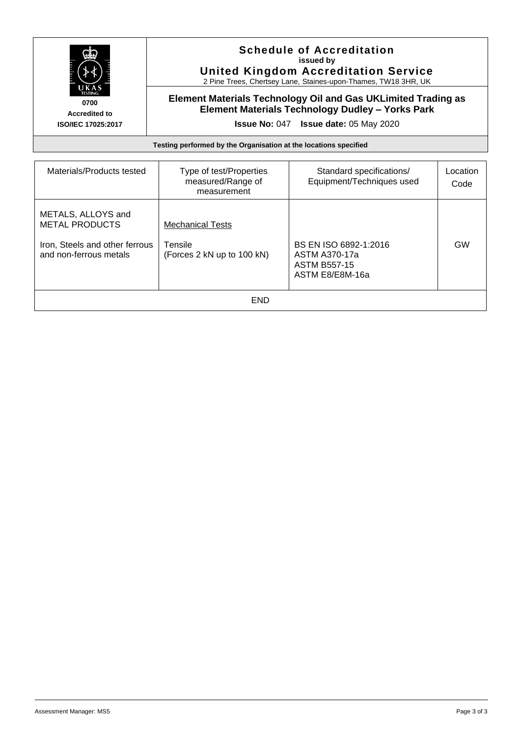**0700**
**Accredited to**
**ISO/IEC 17025:2017**

# Schedule of Accreditation
**issued by**
## United Kingdom Accreditation Service
2 Pine Trees, Chertsey Lane, Staines-upon-Thames, TW18 3HR, UK

### Element Materials Technology Oil and Gas UKLimited Trading as Element Materials Technology Dudley – Yorks Park

**Issue No:** 047 **Issue date:** 05 May 2020

**Testing performed by the Organisation at the locations specified**

| Materials/Products tested | Type of test/Properties measured/Range of measurement | Standard specifications/ Equipment/Techniques used | Location Code |
|---|---|---|---|
| METALS, ALLOYS and METAL PRODUCTS<br><br>Iron, Steels and other ferrous and non-ferrous metals | Mechanical Tests<br><br>Tensile<br>(Forces 2 kN up to 100 kN) | BS EN ISO 6892-1:2016<br>ASTM A370-17a<br>ASTM B557-15<br>ASTM E8/E8M-16a | GW |

END

Assessment Manager: MS5